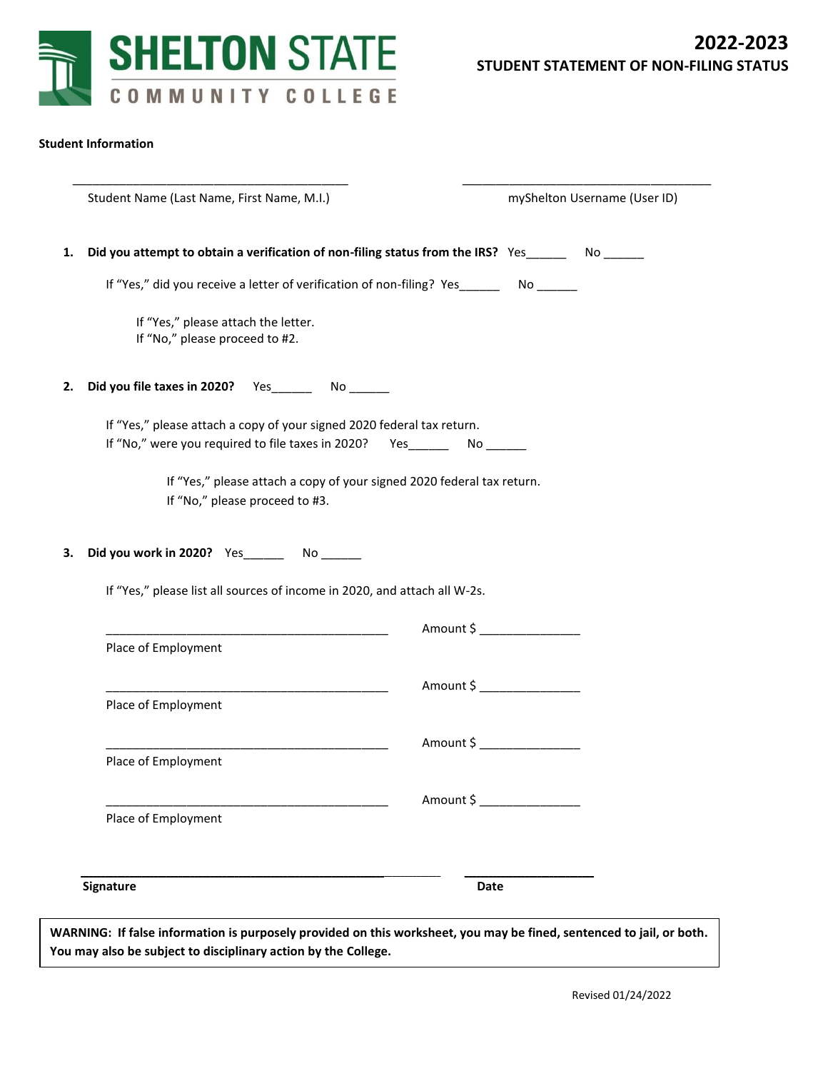SHELTON STATE
COMMUNITY COLLEGE

# 2022-2023
## STUDENT STATEMENT OF NON-FILING STATUS

**Student Information**

\_\_\_\_\_\_\_\_\_\_\_\_\_\_\_\_\_\_\_\_\_\_\_\_\_\_\_\_\_\_\_\_\_\_\_\_\_\_\_\_\_ Student Name (Last Name, First Name, M.I.)

\_\_\_\_\_\_\_\_\_\_\_\_\_\_\_\_\_\_\_\_\_\_\_\_\_\_\_\_\_\_\_\_\_\_\_\_\_\_ myShelton Username (User ID)

1. **Did you attempt to obtain a verification of non-filing status from the IRS?** Yes\_\_\_\_\_\_ No \_\_\_\_\_\_

   If "Yes," did you receive a letter of verification of non-filing? Yes\_\_\_\_\_\_ No \_\_\_\_\_\_

   If "Yes," please attach the letter.
   If "No," please proceed to #2.

2. **Did you file taxes in 2020?** Yes\_\_\_\_\_\_ No \_\_\_\_\_\_

   If "Yes," please attach a copy of your signed 2020 federal tax return.
   If "No," were you required to file taxes in 2020? Yes\_\_\_\_\_\_ No \_\_\_\_\_\_

   If "Yes," please attach a copy of your signed 2020 federal tax return.
   If "No," please proceed to #3.

3. **Did you work in 2020?** Yes\_\_\_\_\_\_ No \_\_\_\_\_\_

   If "Yes," please list all sources of income in 2020, and attach all W-2s.

   \_\_\_\_\_\_\_\_\_\_\_\_\_\_\_\_\_\_\_\_\_\_\_\_\_\_\_\_\_\_\_\_\_\_\_\_\_\_\_\_\_\_ Place of Employment    Amount $ \_\_\_\_\_\_\_\_\_\_\_\_\_\_\_

   \_\_\_\_\_\_\_\_\_\_\_\_\_\_\_\_\_\_\_\_\_\_\_\_\_\_\_\_\_\_\_\_\_\_\_\_\_\_\_\_\_\_ Place of Employment    Amount $ \_\_\_\_\_\_\_\_\_\_\_\_\_\_\_

   \_\_\_\_\_\_\_\_\_\_\_\_\_\_\_\_\_\_\_\_\_\_\_\_\_\_\_\_\_\_\_\_\_\_\_\_\_\_\_\_\_\_ Place of Employment    Amount $ \_\_\_\_\_\_\_\_\_\_\_\_\_\_\_

   \_\_\_\_\_\_\_\_\_\_\_\_\_\_\_\_\_\_\_\_\_\_\_\_\_\_\_\_\_\_\_\_\_\_\_\_\_\_\_\_\_\_ Place of Employment    Amount $ \_\_\_\_\_\_\_\_\_\_\_\_\_\_\_

\_\_\_\_\_\_\_\_\_\_\_\_\_\_\_\_\_\_\_\_\_\_\_\_\_\_\_\_\_\_\_\_\_\_\_\_\_\_\_\_\_\_\_\_\_\_\_\_\_ **Signature**    \_\_\_\_\_\_\_\_\_\_\_\_\_\_\_\_\_\_\_\_ **Date**

**WARNING: If false information is purposely provided on this worksheet, you may be fined, sentenced to jail, or both. You may also be subject to disciplinary action by the College.**

Revised 01/24/2022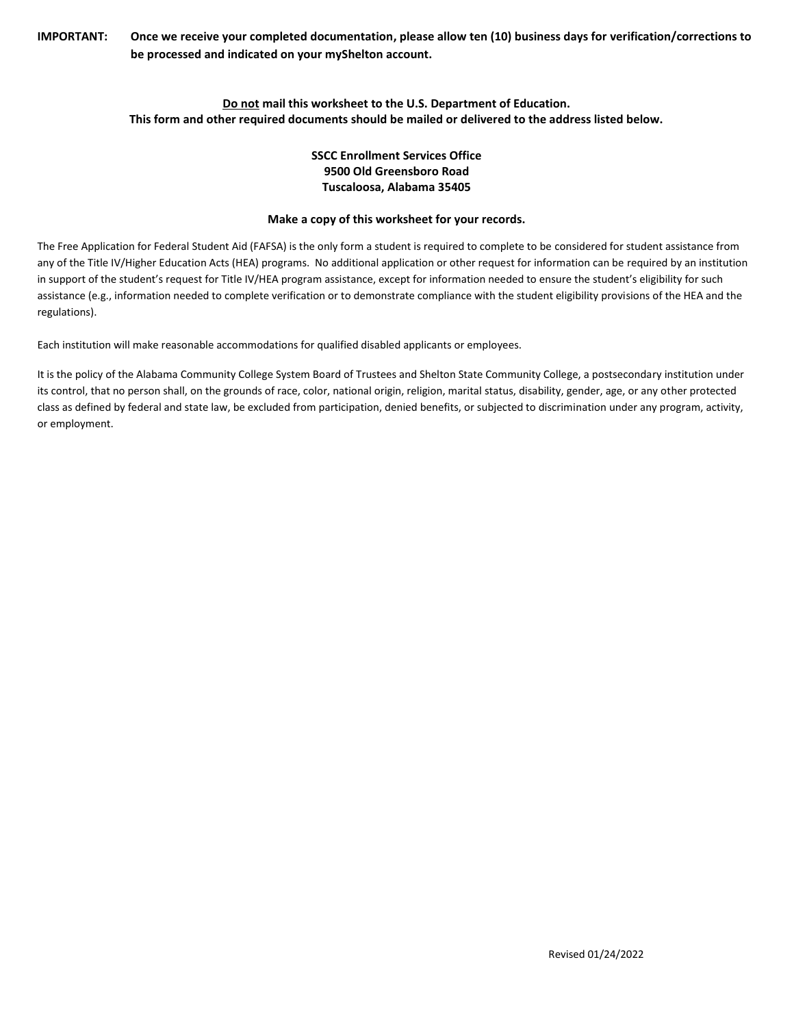**IMPORTANT: Once we receive your completed documentation, please allow ten (10) business days for verification/corrections to be processed and indicated on your myShelton account.**

**Do not mail this worksheet to the U.S. Department of Education.**
**This form and other required documents should be mailed or delivered to the address listed below.**

**SSCC Enrollment Services Office**
**9500 Old Greensboro Road**
**Tuscaloosa, Alabama 35405**

**Make a copy of this worksheet for your records.**

The Free Application for Federal Student Aid (FAFSA) is the only form a student is required to complete to be considered for student assistance from any of the Title IV/Higher Education Acts (HEA) programs. No additional application or other request for information can be required by an institution in support of the student's request for Title IV/HEA program assistance, except for information needed to ensure the student's eligibility for such assistance (e.g., information needed to complete verification or to demonstrate compliance with the student eligibility provisions of the HEA and the regulations).

Each institution will make reasonable accommodations for qualified disabled applicants or employees.

It is the policy of the Alabama Community College System Board of Trustees and Shelton State Community College, a postsecondary institution under its control, that no person shall, on the grounds of race, color, national origin, religion, marital status, disability, gender, age, or any other protected class as defined by federal and state law, be excluded from participation, denied benefits, or subjected to discrimination under any program, activity, or employment.

Revised 01/24/2022